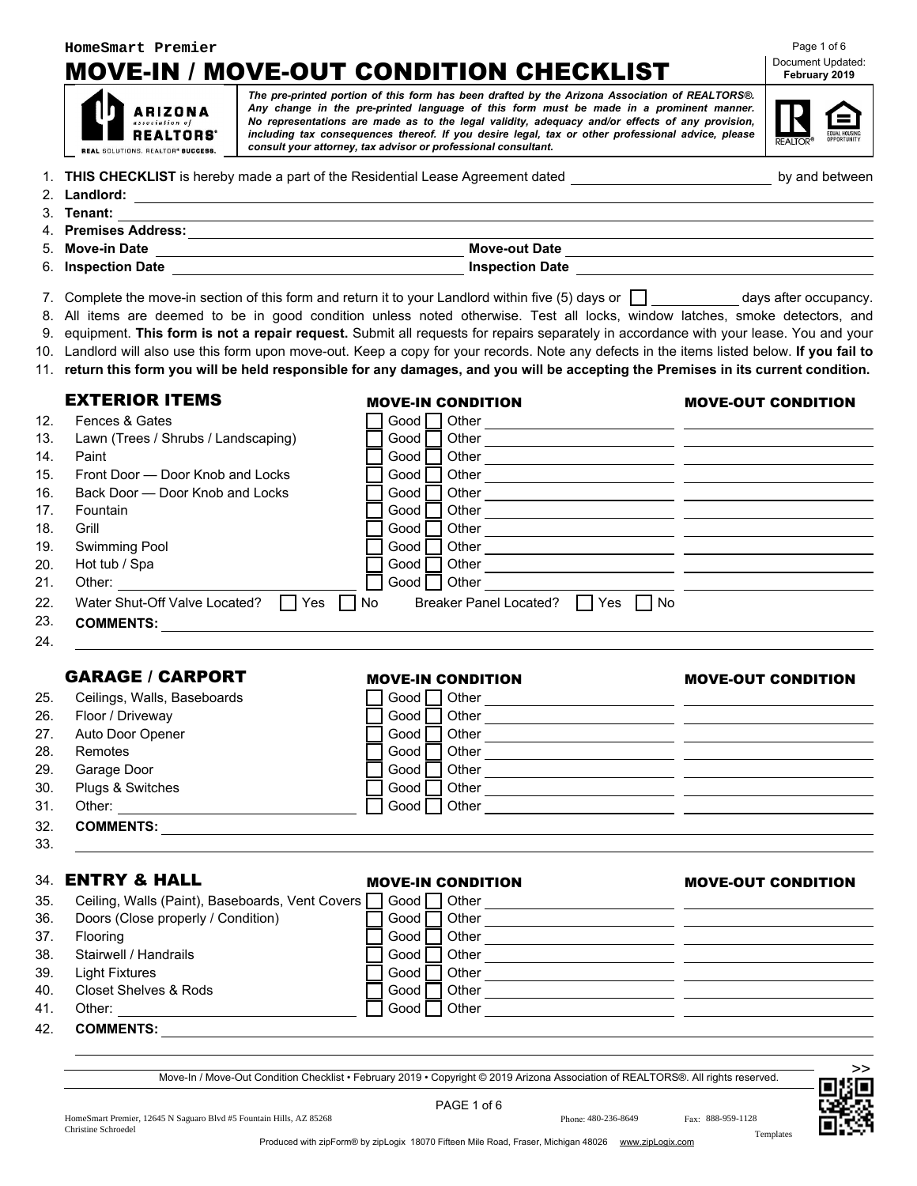HomeSmart Premier

# MOVE-IN / MOVE-OUT CONDITION CHECKLIST

Document Updated: **February 2019**

*The pre-printed portion of this form has been drafted by the Arizona Association of REALTORS®. Any change in the pre-printed language of this form must be made in a prominent manner. No representations are made as to the legal validity, adequacy and/or effects of any provision, including tax consequences thereof. If you desire legal, tax or other professional advice, please consult your attorney, tax advisor or professional consultant.*

1. **THIS CHECKLIST** is hereby made a part of the Residential Lease Agreement dated ______________________ by and between
2. **Landlord:** ______________________
3. **Tenant:** ______________________
4. **Premises Address:** ______________________
5. **Move-in Date** ______________________ **Move-out Date** ______________________
6. **Inspection Date** ______________________ **Inspection Date** ______________________

7. Complete the move-in section of this form and return it to your Landlord within five (5) days or ☐ __________ days after occupancy.
8. All items are deemed to be in good condition unless noted otherwise. Test all locks, window latches, smoke detectors, and
9. equipment. **This form is not a repair request.** Submit all requests for repairs separately in accordance with your lease. You and your
10. Landlord will also use this form upon move-out. Keep a copy for your records. Note any defects in the items listed below. **If you fail to**
11. **return this form you will be held responsible for any damages, and you will be accepting the Premises in its current condition.**

## EXTERIOR ITEMS

| # | Item | MOVE-IN CONDITION | MOVE-OUT CONDITION |
|---|---|---|---|
| 12. | Fences & Gates | ☐ Good ☐ Other ______ | ______ |
| 13. | Lawn (Trees / Shrubs / Landscaping) | ☐ Good ☐ Other ______ | ______ |
| 14. | Paint | ☐ Good ☐ Other ______ | ______ |
| 15. | Front Door — Door Knob and Locks | ☐ Good ☐ Other ______ | ______ |
| 16. | Back Door — Door Knob and Locks | ☐ Good ☐ Other ______ | ______ |
| 17. | Fountain | ☐ Good ☐ Other ______ | ______ |
| 18. | Grill | ☐ Good ☐ Other ______ | ______ |
| 19. | Swimming Pool | ☐ Good ☐ Other ______ | ______ |
| 20. | Hot tub / Spa | ☐ Good ☐ Other ______ | ______ |
| 21. | Other: ______ | ☐ Good ☐ Other ______ | ______ |

22. Water Shut-Off Valve Located? ☐ Yes ☐ No Breaker Panel Located? ☐ Yes ☐ No
23. **COMMENTS:** ______________________
24. ______________________

## GARAGE / CARPORT

| # | Item | MOVE-IN CONDITION | MOVE-OUT CONDITION |
|---|---|---|---|
| 25. | Ceilings, Walls, Baseboards | ☐ Good ☐ Other ______ | ______ |
| 26. | Floor / Driveway | ☐ Good ☐ Other ______ | ______ |
| 27. | Auto Door Opener | ☐ Good ☐ Other ______ | ______ |
| 28. | Remotes | ☐ Good ☐ Other ______ | ______ |
| 29. | Garage Door | ☐ Good ☐ Other ______ | ______ |
| 30. | Plugs & Switches | ☐ Good ☐ Other ______ | ______ |
| 31. | Other: ______ | ☐ Good ☐ Other ______ | ______ |

32. **COMMENTS:** ______________________
33. ______________________

## 34. ENTRY & HALL

| # | Item | MOVE-IN CONDITION | MOVE-OUT CONDITION |
|---|---|---|---|
| 35. | Ceiling, Walls (Paint), Baseboards, Vent Covers | ☐ Good ☐ Other ______ | ______ |
| 36. | Doors (Close properly / Condition) | ☐ Good ☐ Other ______ | ______ |
| 37. | Flooring | ☐ Good ☐ Other ______ | ______ |
| 38. | Stairwell / Handrails | ☐ Good ☐ Other ______ | ______ |
| 39. | Light Fixtures | ☐ Good ☐ Other ______ | ______ |
| 40. | Closet Shelves & Rods | ☐ Good ☐ Other ______ | ______ |
| 41. | Other: ______ | ☐ Good ☐ Other ______ | ______ |

42. **COMMENTS:** ______________________

______________________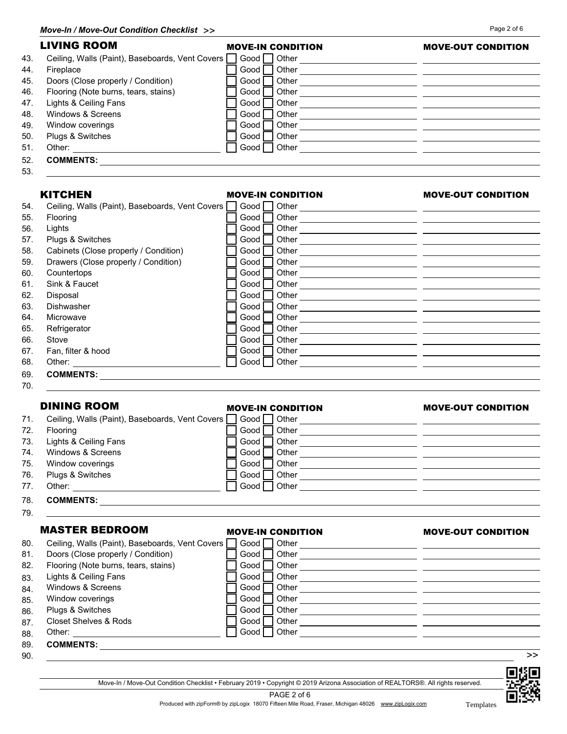## LIVING ROOM

| # | Item | MOVE-IN CONDITION | MOVE-OUT CONDITION |
|---|---|---|---|
| 43. | Ceiling, Walls (Paint), Baseboards, Vent Covers | ☐ Good ☐ Other | |
| 44. | Fireplace | ☐ Good ☐ Other | |
| 45. | Doors (Close properly / Condition) | ☐ Good ☐ Other | |
| 46. | Flooring (Note burns, tears, stains) | ☐ Good ☐ Other | |
| 47. | Lights & Ceiling Fans | ☐ Good ☐ Other | |
| 48. | Windows & Screens | ☐ Good ☐ Other | |
| 49. | Window coverings | ☐ Good ☐ Other | |
| 50. | Plugs & Switches | ☐ Good ☐ Other | |
| 51. | Other: | ☐ Good ☐ Other | |

52. **COMMENTS:**

53.

## KITCHEN

| # | Item | MOVE-IN CONDITION | MOVE-OUT CONDITION |
|---|---|---|---|
| 54. | Ceiling, Walls (Paint), Baseboards, Vent Covers | ☐ Good ☐ Other | |
| 55. | Flooring | ☐ Good ☐ Other | |
| 56. | Lights | ☐ Good ☐ Other | |
| 57. | Plugs & Switches | ☐ Good ☐ Other | |
| 58. | Cabinets (Close properly / Condition) | ☐ Good ☐ Other | |
| 59. | Drawers (Close properly / Condition) | ☐ Good ☐ Other | |
| 60. | Countertops | ☐ Good ☐ Other | |
| 61. | Sink & Faucet | ☐ Good ☐ Other | |
| 62. | Disposal | ☐ Good ☐ Other | |
| 63. | Dishwasher | ☐ Good ☐ Other | |
| 64. | Microwave | ☐ Good ☐ Other | |
| 65. | Refrigerator | ☐ Good ☐ Other | |
| 66. | Stove | ☐ Good ☐ Other | |
| 67. | Fan, filter & hood | ☐ Good ☐ Other | |
| 68. | Other: | ☐ Good ☐ Other | |

69. **COMMENTS:**

70.

## DINING ROOM

| # | Item | MOVE-IN CONDITION | MOVE-OUT CONDITION |
|---|---|---|---|
| 71. | Ceiling, Walls (Paint), Baseboards, Vent Covers | ☐ Good ☐ Other | |
| 72. | Flooring | ☐ Good ☐ Other | |
| 73. | Lights & Ceiling Fans | ☐ Good ☐ Other | |
| 74. | Windows & Screens | ☐ Good ☐ Other | |
| 75. | Window coverings | ☐ Good ☐ Other | |
| 76. | Plugs & Switches | ☐ Good ☐ Other | |
| 77. | Other: | ☐ Good ☐ Other | |

78. **COMMENTS:**

79.

## MASTER BEDROOM

| # | Item | MOVE-IN CONDITION | MOVE-OUT CONDITION |
|---|---|---|---|
| 80. | Ceiling, Walls (Paint), Baseboards, Vent Covers | ☐ Good ☐ Other | |
| 81. | Doors (Close properly / Condition) | ☐ Good ☐ Other | |
| 82. | Flooring (Note burns, tears, stains) | ☐ Good ☐ Other | |
| 83. | Lights & Ceiling Fans | ☐ Good ☐ Other | |
| 84. | Windows & Screens | ☐ Good ☐ Other | |
| 85. | Window coverings | ☐ Good ☐ Other | |
| 86. | Plugs & Switches | ☐ Good ☐ Other | |
| 87. | Closet Shelves & Rods | ☐ Good ☐ Other | |
| 88. | Other: | ☐ Good ☐ Other | |

89. **COMMENTS:**

90.

>>

Move-In / Move-Out Condition Checklist • February 2019 • Copyright © 2019 Arizona Association of REALTORS®. All rights reserved.

Produced with zipForm® by zipLogix 18070 Fifteen Mile Road, Fraser, Michigan 48026 www.zipLogix.com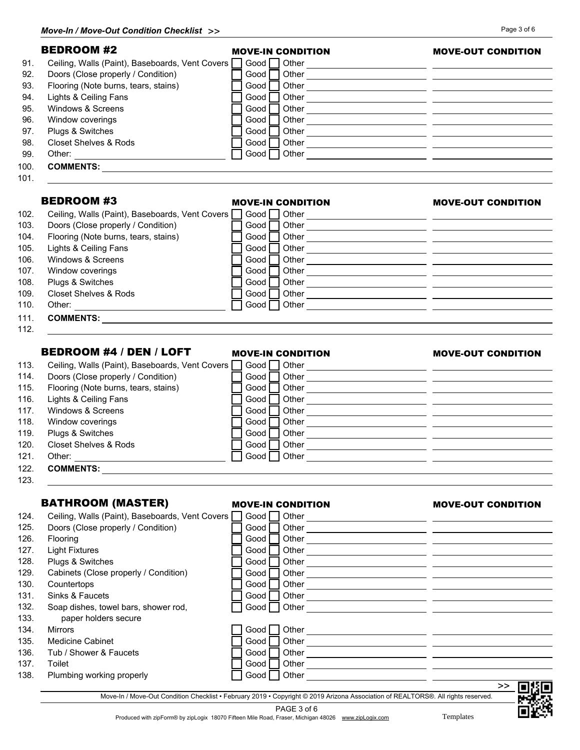## BEDROOM #2

| | Item | MOVE-IN CONDITION | MOVE-OUT CONDITION |
|---|---|---|---|
| 91. | Ceiling, Walls (Paint), Baseboards, Vent Covers | ☐ Good ☐ Other | |
| 92. | Doors (Close properly / Condition) | ☐ Good ☐ Other | |
| 93. | Flooring (Note burns, tears, stains) | ☐ Good ☐ Other | |
| 94. | Lights & Ceiling Fans | ☐ Good ☐ Other | |
| 95. | Windows & Screens | ☐ Good ☐ Other | |
| 96. | Window coverings | ☐ Good ☐ Other | |
| 97. | Plugs & Switches | ☐ Good ☐ Other | |
| 98. | Closet Shelves & Rods | ☐ Good ☐ Other | |
| 99. | Other: | ☐ Good ☐ Other | |

100. **COMMENTS:**
101.

## BEDROOM #3

| | Item | MOVE-IN CONDITION | MOVE-OUT CONDITION |
|---|---|---|---|
| 102. | Ceiling, Walls (Paint), Baseboards, Vent Covers | ☐ Good ☐ Other | |
| 103. | Doors (Close properly / Condition) | ☐ Good ☐ Other | |
| 104. | Flooring (Note burns, tears, stains) | ☐ Good ☐ Other | |
| 105. | Lights & Ceiling Fans | ☐ Good ☐ Other | |
| 106. | Windows & Screens | ☐ Good ☐ Other | |
| 107. | Window coverings | ☐ Good ☐ Other | |
| 108. | Plugs & Switches | ☐ Good ☐ Other | |
| 109. | Closet Shelves & Rods | ☐ Good ☐ Other | |
| 110. | Other: | ☐ Good ☐ Other | |

111. **COMMENTS:**
112.

## BEDROOM #4 / DEN / LOFT

| | Item | MOVE-IN CONDITION | MOVE-OUT CONDITION |
|---|---|---|---|
| 113. | Ceiling, Walls (Paint), Baseboards, Vent Covers | ☐ Good ☐ Other | |
| 114. | Doors (Close properly / Condition) | ☐ Good ☐ Other | |
| 115. | Flooring (Note burns, tears, stains) | ☐ Good ☐ Other | |
| 116. | Lights & Ceiling Fans | ☐ Good ☐ Other | |
| 117. | Windows & Screens | ☐ Good ☐ Other | |
| 118. | Window coverings | ☐ Good ☐ Other | |
| 119. | Plugs & Switches | ☐ Good ☐ Other | |
| 120. | Closet Shelves & Rods | ☐ Good ☐ Other | |
| 121. | Other: | ☐ Good ☐ Other | |

122. **COMMENTS:**
123.

## BATHROOM (MASTER)

| | Item | MOVE-IN CONDITION | MOVE-OUT CONDITION |
|---|---|---|---|
| 124. | Ceiling, Walls (Paint), Baseboards, Vent Covers | ☐ Good ☐ Other | |
| 125. | Doors (Close properly / Condition) | ☐ Good ☐ Other | |
| 126. | Flooring | ☐ Good ☐ Other | |
| 127. | Light Fixtures | ☐ Good ☐ Other | |
| 128. | Plugs & Switches | ☐ Good ☐ Other | |
| 129. | Cabinets (Close properly / Condition) | ☐ Good ☐ Other | |
| 130. | Countertops | ☐ Good ☐ Other | |
| 131. | Sinks & Faucets | ☐ Good ☐ Other | |
| 132. | Soap dishes, towel bars, shower rod, | ☐ Good ☐ Other | |
| 133. | paper holders secure | | |
| 134. | Mirrors | ☐ Good ☐ Other | |
| 135. | Medicine Cabinet | ☐ Good ☐ Other | |
| 136. | Tub / Shower & Faucets | ☐ Good ☐ Other | |
| 137. | Toilet | ☐ Good ☐ Other | |
| 138. | Plumbing working properly | ☐ Good ☐ Other | |

>>

Move-In / Move-Out Condition Checklist • February 2019 • Copyright © 2019 Arizona Association of REALTORS®. All rights reserved.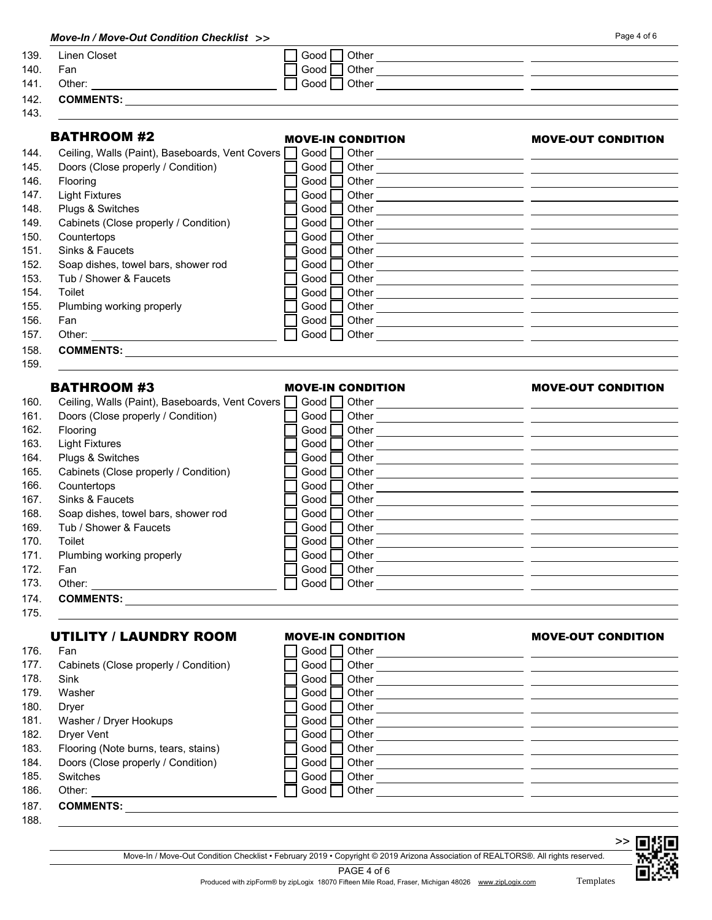| | | | |
|---|---|---|---|
| 139. | Linen Closet | ☐ Good ☐ Other | |
| 140. | Fan | ☐ Good ☐ Other | |
| 141. | Other: | ☐ Good ☐ Other | |
| 142. | **COMMENTS:** | | |
| 143. | | | |

## BATHROOM #2

| | | MOVE-IN CONDITION | MOVE-OUT CONDITION |
|---|---|---|---|
| 144. | Ceiling, Walls (Paint), Baseboards, Vent Covers | ☐ Good ☐ Other | |
| 145. | Doors (Close properly / Condition) | ☐ Good ☐ Other | |
| 146. | Flooring | ☐ Good ☐ Other | |
| 147. | Light Fixtures | ☐ Good ☐ Other | |
| 148. | Plugs & Switches | ☐ Good ☐ Other | |
| 149. | Cabinets (Close properly / Condition) | ☐ Good ☐ Other | |
| 150. | Countertops | ☐ Good ☐ Other | |
| 151. | Sinks & Faucets | ☐ Good ☐ Other | |
| 152. | Soap dishes, towel bars, shower rod | ☐ Good ☐ Other | |
| 153. | Tub / Shower & Faucets | ☐ Good ☐ Other | |
| 154. | Toilet | ☐ Good ☐ Other | |
| 155. | Plumbing working properly | ☐ Good ☐ Other | |
| 156. | Fan | ☐ Good ☐ Other | |
| 157. | Other: | ☐ Good ☐ Other | |
| 158. | **COMMENTS:** | | |
| 159. | | | |

## BATHROOM #3

| | | MOVE-IN CONDITION | MOVE-OUT CONDITION |
|---|---|---|---|
| 160. | Ceiling, Walls (Paint), Baseboards, Vent Covers | ☐ Good ☐ Other | |
| 161. | Doors (Close properly / Condition) | ☐ Good ☐ Other | |
| 162. | Flooring | ☐ Good ☐ Other | |
| 163. | Light Fixtures | ☐ Good ☐ Other | |
| 164. | Plugs & Switches | ☐ Good ☐ Other | |
| 165. | Cabinets (Close properly / Condition) | ☐ Good ☐ Other | |
| 166. | Countertops | ☐ Good ☐ Other | |
| 167. | Sinks & Faucets | ☐ Good ☐ Other | |
| 168. | Soap dishes, towel bars, shower rod | ☐ Good ☐ Other | |
| 169. | Tub / Shower & Faucets | ☐ Good ☐ Other | |
| 170. | Toilet | ☐ Good ☐ Other | |
| 171. | Plumbing working properly | ☐ Good ☐ Other | |
| 172. | Fan | ☐ Good ☐ Other | |
| 173. | Other: | ☐ Good ☐ Other | |
| 174. | **COMMENTS:** | | |
| 175. | | | |

## UTILITY / LAUNDRY ROOM

| | | MOVE-IN CONDITION | MOVE-OUT CONDITION |
|---|---|---|---|
| 176. | Fan | ☐ Good ☐ Other | |
| 177. | Cabinets (Close properly / Condition) | ☐ Good ☐ Other | |
| 178. | Sink | ☐ Good ☐ Other | |
| 179. | Washer | ☐ Good ☐ Other | |
| 180. | Dryer | ☐ Good ☐ Other | |
| 181. | Washer / Dryer Hookups | ☐ Good ☐ Other | |
| 182. | Dryer Vent | ☐ Good ☐ Other | |
| 183. | Flooring (Note burns, tears, stains) | ☐ Good ☐ Other | |
| 184. | Doors (Close properly / Condition) | ☐ Good ☐ Other | |
| 185. | Switches | ☐ Good ☐ Other | |
| 186. | Other: | ☐ Good ☐ Other | |
| 187. | **COMMENTS:** | | |
| 188. | | | |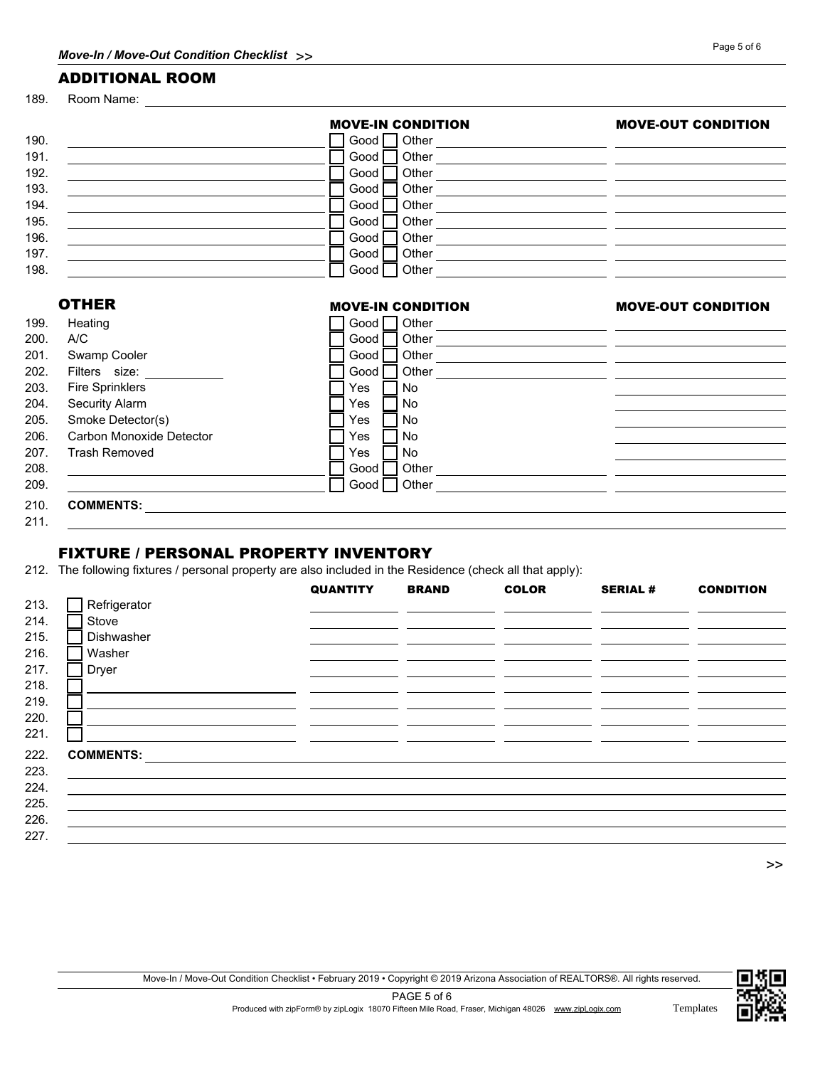## ADDITIONAL ROOM

189. Room Name: ______________________

| | | MOVE-IN CONDITION | MOVE-OUT CONDITION |
|---|---|---|---|
| 190. | ______________ | ☐ Good ☐ Other ______________ | ______________ |
| 191. | ______________ | ☐ Good ☐ Other ______________ | ______________ |
| 192. | ______________ | ☐ Good ☐ Other ______________ | ______________ |
| 193. | ______________ | ☐ Good ☐ Other ______________ | ______________ |
| 194. | ______________ | ☐ Good ☐ Other ______________ | ______________ |
| 195. | ______________ | ☐ Good ☐ Other ______________ | ______________ |
| 196. | ______________ | ☐ Good ☐ Other ______________ | ______________ |
| 197. | ______________ | ☐ Good ☐ Other ______________ | ______________ |
| 198. | ______________ | ☐ Good ☐ Other ______________ | ______________ |

## OTHER

| | | MOVE-IN CONDITION | MOVE-OUT CONDITION |
|---|---|---|---|
| 199. | Heating | ☐ Good ☐ Other ______________ | ______________ |
| 200. | A/C | ☐ Good ☐ Other ______________ | ______________ |
| 201. | Swamp Cooler | ☐ Good ☐ Other ______________ | ______________ |
| 202. | Filters size: ________ | ☐ Good ☐ Other ______________ | ______________ |
| 203. | Fire Sprinklers | ☐ Yes ☐ No | ______________ |
| 204. | Security Alarm | ☐ Yes ☐ No | ______________ |
| 205. | Smoke Detector(s) | ☐ Yes ☐ No | ______________ |
| 206. | Carbon Monoxide Detector | ☐ Yes ☐ No | ______________ |
| 207. | Trash Removed | ☐ Yes ☐ No | ______________ |
| 208. | ______________ | ☐ Good ☐ Other ______________ | ______________ |
| 209. | ______________ | ☐ Good ☐ Other ______________ | ______________ |

210. **COMMENTS:** ______________________

211. ______________________

## FIXTURE / PERSONAL PROPERTY INVENTORY

212. The following fixtures / personal property are also included in the Residence (check all that apply):

| | | QUANTITY | BRAND | COLOR | SERIAL # | CONDITION |
|---|---|---|---|---|---|---|
| 213. | ☐ Refrigerator | | | | | |
| 214. | ☐ Stove | | | | | |
| 215. | ☐ Dishwasher | | | | | |
| 216. | ☐ Washer | | | | | |
| 217. | ☐ Dryer | | | | | |
| 218. | ☐ ______________ | | | | | |
| 219. | ☐ ______________ | | | | | |
| 220. | ☐ ______________ | | | | | |
| 221. | ☐ ______________ | | | | | |

222. **COMMENTS:** ______________________

223. ______________________

224. ______________________

225. ______________________

226. ______________________

227. ______________________

>>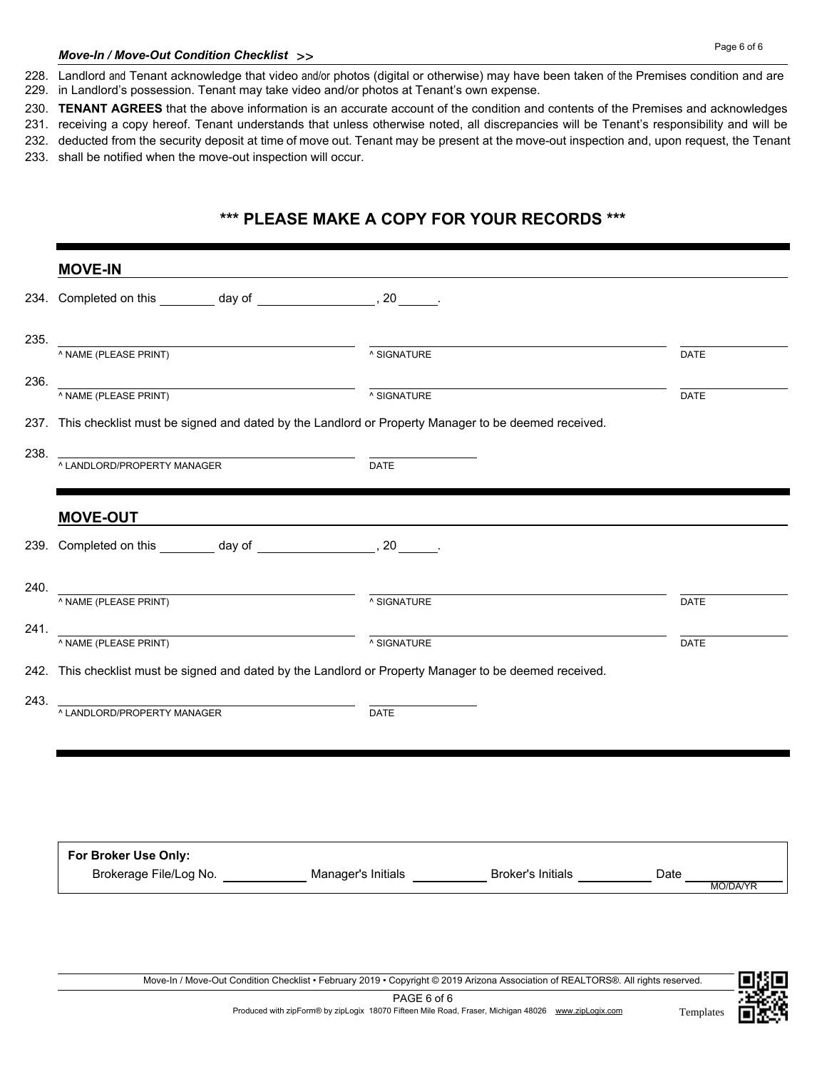228. Landlord and Tenant acknowledge that video and/or photos (digital or otherwise) may have been taken of the Premises condition and are
229. in Landlord's possession. Tenant may take video and/or photos at Tenant's own expense.

230. **TENANT AGREES** that the above information is an accurate account of the condition and contents of the Premises and acknowledges
231. receiving a copy hereof. Tenant understands that unless otherwise noted, all discrepancies will be Tenant's responsibility and will be
232. deducted from the security deposit at time of move out. Tenant may be present at the move-out inspection and, upon request, the Tenant
233. shall be notified when the move-out inspection will occur.

## \*\*\* PLEASE MAKE A COPY FOR YOUR RECORDS \*\*\*

### MOVE-IN

234. Completed on this ________ day of __________________, 20______.

235. ______________________ ______________________ __________
^ NAME (PLEASE PRINT) ^ SIGNATURE DATE

236. ______________________ ______________________ __________
^ NAME (PLEASE PRINT) ^ SIGNATURE DATE

237. This checklist must be signed and dated by the Landlord or Property Manager to be deemed received.

238. ______________________ __________
^ LANDLORD/PROPERTY MANAGER DATE

### MOVE-OUT

239. Completed on this ________ day of __________________, 20______.

240. ______________________ ______________________ __________
^ NAME (PLEASE PRINT) ^ SIGNATURE DATE

241. ______________________ ______________________ __________
^ NAME (PLEASE PRINT) ^ SIGNATURE DATE

242. This checklist must be signed and dated by the Landlord or Property Manager to be deemed received.

243. ______________________ __________
^ LANDLORD/PROPERTY MANAGER DATE

**For Broker Use Only:**
Brokerage File/Log No. __________ Manager's Initials __________ Broker's Initials __________ Date __________ MO/DA/YR

Move-In / Move-Out Condition Checklist • February 2019 • Copyright © 2019 Arizona Association of REALTORS®. All rights reserved.